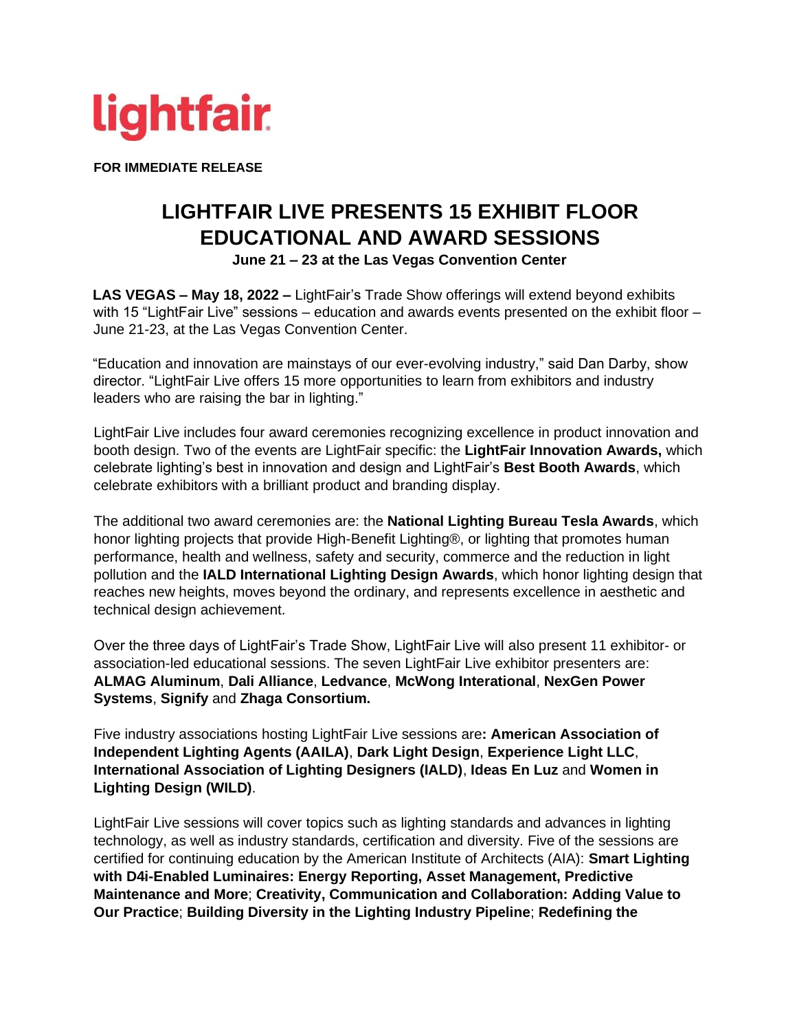lightfair

**FOR IMMEDIATE RELEASE**

# LIGHTFAIR LIVE PRESENTS 15 EXHIBIT FLOOR EDUCATIONAL AND AWARD SESSIONS

**June 21 – 23 at the Las Vegas Convention Center**

**LAS VEGAS – May 18, 2022 –** LightFair's Trade Show offerings will extend beyond exhibits with 15 "LightFair Live" sessions – education and awards events presented on the exhibit floor – June 21-23, at the Las Vegas Convention Center.

"Education and innovation are mainstays of our ever-evolving industry," said Dan Darby, show director. "LightFair Live offers 15 more opportunities to learn from exhibitors and industry leaders who are raising the bar in lighting."

LightFair Live includes four award ceremonies recognizing excellence in product innovation and booth design. Two of the events are LightFair specific: the **LightFair Innovation Awards,** which celebrate lighting's best in innovation and design and LightFair's **Best Booth Awards**, which celebrate exhibitors with a brilliant product and branding display.

The additional two award ceremonies are: the **National Lighting Bureau Tesla Awards**, which honor lighting projects that provide High-Benefit Lighting®, or lighting that promotes human performance, health and wellness, safety and security, commerce and the reduction in light pollution and the **IALD International Lighting Design Awards**, which honor lighting design that reaches new heights, moves beyond the ordinary, and represents excellence in aesthetic and technical design achievement.

Over the three days of LightFair's Trade Show, LightFair Live will also present 11 exhibitor- or association-led educational sessions. The seven LightFair Live exhibitor presenters are: **ALMAG Aluminum**, **Dali Alliance**, **Ledvance**, **McWong Interational**, **NexGen Power Systems**, **Signify** and **Zhaga Consortium.**

Five industry associations hosting LightFair Live sessions are**: American Association of Independent Lighting Agents (AAILA)**, **Dark Light Design**, **Experience Light LLC**, **International Association of Lighting Designers (IALD)**, **Ideas En Luz** and **Women in Lighting Design (WILD)**.

LightFair Live sessions will cover topics such as lighting standards and advances in lighting technology, as well as industry standards, certification and diversity. Five of the sessions are certified for continuing education by the American Institute of Architects (AIA): **Smart Lighting with D4i-Enabled Luminaires: Energy Reporting, Asset Management, Predictive Maintenance and More**; **Creativity, Communication and Collaboration: Adding Value to Our Practice**; **Building Diversity in the Lighting Industry Pipeline**; **Redefining the**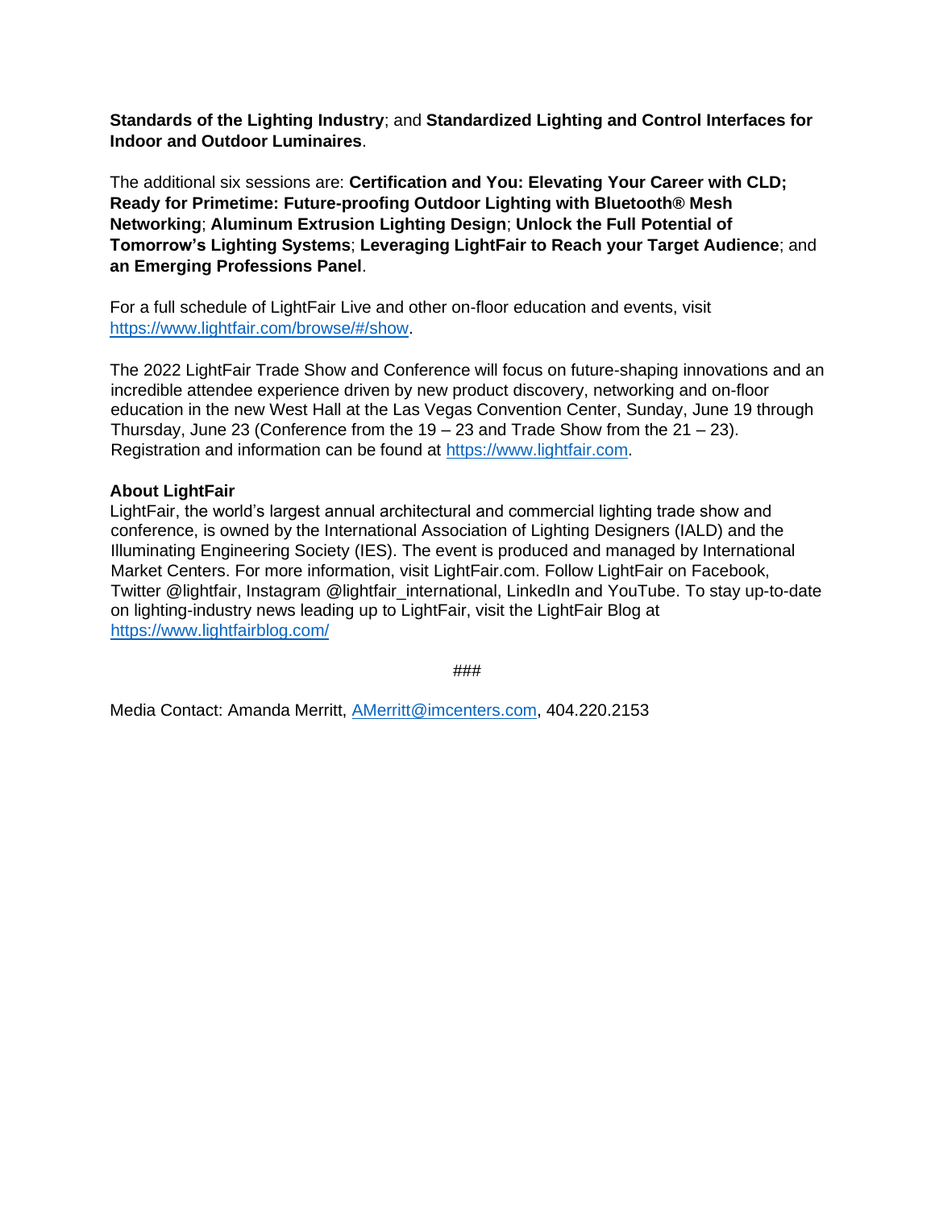**Standards of the Lighting Industry**; and **Standardized Lighting and Control Interfaces for Indoor and Outdoor Luminaires**.

The additional six sessions are: **Certification and You: Elevating Your Career with CLD; Ready for Primetime: Future-proofing Outdoor Lighting with Bluetooth® Mesh Networking**; **Aluminum Extrusion Lighting Design**; **Unlock the Full Potential of Tomorrow's Lighting Systems**; **Leveraging LightFair to Reach your Target Audience**; and **an Emerging Professions Panel**.

For a full schedule of LightFair Live and other on-floor education and events, visit https://www.lightfair.com/browse/#/show.

The 2022 LightFair Trade Show and Conference will focus on future-shaping innovations and an incredible attendee experience driven by new product discovery, networking and on-floor education in the new West Hall at the Las Vegas Convention Center, Sunday, June 19 through Thursday, June 23 (Conference from the 19 – 23 and Trade Show from the 21 – 23). Registration and information can be found at https://www.lightfair.com.

**About LightFair**

LightFair, the world's largest annual architectural and commercial lighting trade show and conference, is owned by the International Association of Lighting Designers (IALD) and the Illuminating Engineering Society (IES). The event is produced and managed by International Market Centers. For more information, visit LightFair.com. Follow LightFair on Facebook, Twitter @lightfair, Instagram @lightfair_international, LinkedIn and YouTube. To stay up-to-date on lighting-industry news leading up to LightFair, visit the LightFair Blog at https://www.lightfairblog.com/

###

Media Contact: Amanda Merritt, AMerritt@imcenters.com, 404.220.2153